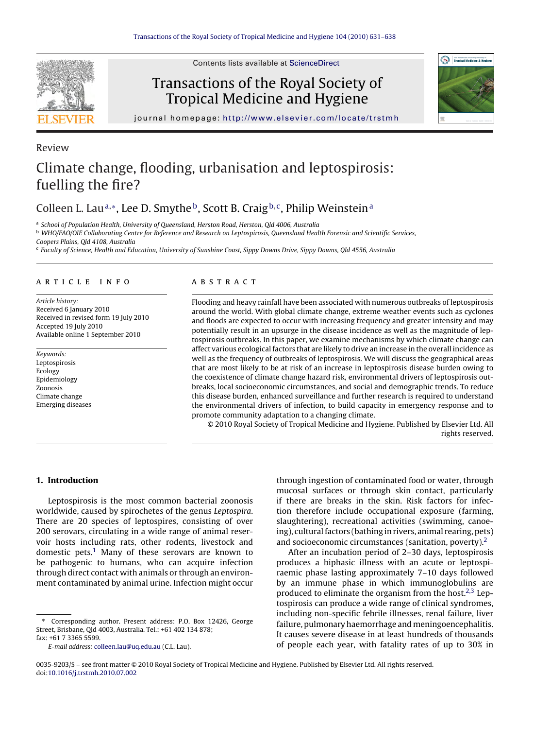Review

# Climate change, flooding, urbanisation and leptospirosis: fuelling the fire?

Colleen L. Lau[a,*], Lee D. Smythe[b], Scott B. Craig[b,c], Philip Weinstein[a]

[a] School of Population Health, University of Queensland, Herston Road, Herston, Qld 4006, Australia
[b] WHO/FAO/OIE Collaborating Centre for Reference and Research on Leptospirosis, Queensland Health Forensic and Scientific Services, Coopers Plains, Qld 4108, Australia
[c] Faculty of Science, Health and Education, University of Sunshine Coast, Sippy Downs Drive, Sippy Downs, Qld 4556, Australia

**ARTICLE INFO**

*Article history:*
Received 6 January 2010
Received in revised form 19 July 2010
Accepted 19 July 2010
Available online 1 September 2010

*Keywords:*
Leptospirosis
Ecology
Epidemiology
Zoonosis
Climate change
Emerging diseases

**ABSTRACT**

Flooding and heavy rainfall have been associated with numerous outbreaks of leptospirosis around the world. With global climate change, extreme weather events such as cyclones and floods are expected to occur with increasing frequency and greater intensity and may potentially result in an upsurge in the disease incidence as well as the magnitude of leptospirosis outbreaks. In this paper, we examine mechanisms by which climate change can affect various ecological factors that are likely to drive an increase in the overall incidence as well as the frequency of outbreaks of leptospirosis. We will discuss the geographical areas that are most likely to be at risk of an increase in leptospirosis disease burden owing to the coexistence of climate change hazard risk, environmental drivers of leptospirosis outbreaks, local socioeconomic circumstances, and social and demographic trends. To reduce this disease burden, enhanced surveillance and further research is required to understand the environmental drivers of infection, to build capacity in emergency response and to promote community adaptation to a changing climate.

© 2010 Royal Society of Tropical Medicine and Hygiene. Published by Elsevier Ltd. All rights reserved.

## 1. Introduction

Leptospirosis is the most common bacterial zoonosis worldwide, caused by spirochetes of the genus *Leptospira*. There are 20 species of leptospires, consisting of over 200 serovars, circulating in a wide range of animal reservoir hosts including rats, other rodents, livestock and domestic pets.[1] Many of these serovars are known to be pathogenic to humans, who can acquire infection through direct contact with animals or through an environment contaminated by animal urine. Infection might occur through ingestion of contaminated food or water, through mucosal surfaces or through skin contact, particularly if there are breaks in the skin. Risk factors for infection therefore include occupational exposure (farming, slaughtering), recreational activities (swimming, canoeing), cultural factors (bathing in rivers, animal rearing, pets) and socioeconomic circumstances (sanitation, poverty).[2]

After an incubation period of 2–30 days, leptospirosis produces a biphasic illness with an acute or leptospiraemic phase lasting approximately 7–10 days followed by an immune phase in which immunoglobulins are produced to eliminate the organism from the host.[2,3] Leptospirosis can produce a wide range of clinical syndromes, including non-specific febrile illnesses, renal failure, liver failure, pulmonary haemorrhage and meningoencephalitis. It causes severe disease in at least hundreds of thousands of people each year, with fatality rates of up to 30% in

* Corresponding author. Present address: P.O. Box 12426, George Street, Brisbane, Qld 4003, Australia. Tel.: +61 402 134 878; fax: +61 7 3365 5599.
*E-mail address:* colleen.lau@uq.edu.au (C.L. Lau).

0035-9203/$ – see front matter © 2010 Royal Society of Tropical Medicine and Hygiene. Published by Elsevier Ltd. All rights reserved.
doi:10.1016/j.trstmh.2010.07.002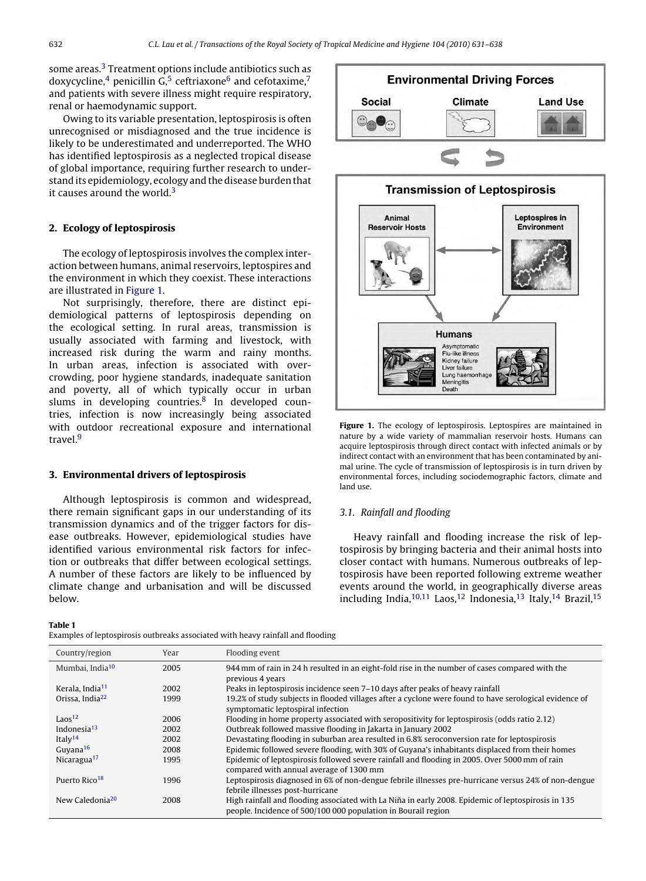some areas.[3] Treatment options include antibiotics such as doxycycline,[4] penicillin G,[5] ceftriaxone[6] and cefotaxime,[7] and patients with severe illness might require respiratory, renal or haemodynamic support.

Owing to its variable presentation, leptospirosis is often unrecognised or misdiagnosed and the true incidence is likely to be underestimated and underreported. The WHO has identified leptospirosis as a neglected tropical disease of global importance, requiring further research to understand its epidemiology, ecology and the disease burden that it causes around the world.[3]

## 2. Ecology of leptospirosis

The ecology of leptospirosis involves the complex interaction between humans, animal reservoirs, leptospires and the environment in which they coexist. These interactions are illustrated in Figure 1.

Not surprisingly, therefore, there are distinct epidemiological patterns of leptospirosis depending on the ecological setting. In rural areas, transmission is usually associated with farming and livestock, with increased risk during the warm and rainy months. In urban areas, infection is associated with overcrowding, poor hygiene standards, inadequate sanitation and poverty, all of which typically occur in urban slums in developing countries.[8] In developed countries, infection is now increasingly being associated with outdoor recreational exposure and international travel.[9]

## 3. Environmental drivers of leptospirosis

Although leptospirosis is common and widespread, there remain significant gaps in our understanding of its transmission dynamics and of the trigger factors for disease outbreaks. However, epidemiological studies have identified various environmental risk factors for infection or outbreaks that differ between ecological settings. A number of these factors are likely to be influenced by climate change and urbanisation and will be discussed below.

**Figure 1.** The ecology of leptospirosis. Leptospires are maintained in nature by a wide variety of mammalian reservoir hosts. Humans can acquire leptospirosis through direct contact with infected animals or by indirect contact with an environment that has been contaminated by animal urine. The cycle of transmission of leptospirosis is in turn driven by environmental forces, including sociodemographic factors, climate and land use.

### 3.1. Rainfall and flooding

Heavy rainfall and flooding increase the risk of leptospirosis by bringing bacteria and their animal hosts into closer contact with humans. Numerous outbreaks of leptospirosis have been reported following extreme weather events around the world, in geographically diverse areas including India,[10,11] Laos,[12] Indonesia,[13] Italy,[14] Brazil,[15]

**Table 1**
Examples of leptospirosis outbreaks associated with heavy rainfall and flooding

| Country/region | Year | Flooding event |
|---|---|---|
| Mumbai, India[10] | 2005 | 944 mm of rain in 24 h resulted in an eight-fold rise in the number of cases compared with the previous 4 years |
| Kerala, India[11] | 2002 | Peaks in leptospirosis incidence seen 7–10 days after peaks of heavy rainfall |
| Orissa, India[22] | 1999 | 19.2% of study subjects in flooded villages after a cyclone were found to have serological evidence of symptomatic leptospiral infection |
| Laos[12] | 2006 | Flooding in home property associated with seropositivity for leptospirosis (odds ratio 2.12) |
| Indonesia[13] | 2002 | Outbreak followed massive flooding in Jakarta in January 2002 |
| Italy[14] | 2002 | Devastating flooding in suburban area resulted in 6.8% seroconversion rate for leptospirosis |
| Guyana[16] | 2008 | Epidemic followed severe flooding, with 30% of Guyana's inhabitants displaced from their homes |
| Nicaragua[17] | 1995 | Epidemic of leptospirosis followed severe rainfall and flooding in 2005. Over 5000 mm of rain compared with annual average of 1300 mm |
| Puerto Rico[18] | 1996 | Leptospirosis diagnosed in 6% of non-dengue febrile illnesses pre-hurricane versus 24% of non-dengue febrile illnesses post-hurricane |
| New Caledonia[20] | 2008 | High rainfall and flooding associated with La Niña in early 2008. Epidemic of leptospirosis in 135 people. Incidence of 500/100 000 population in Bourail region |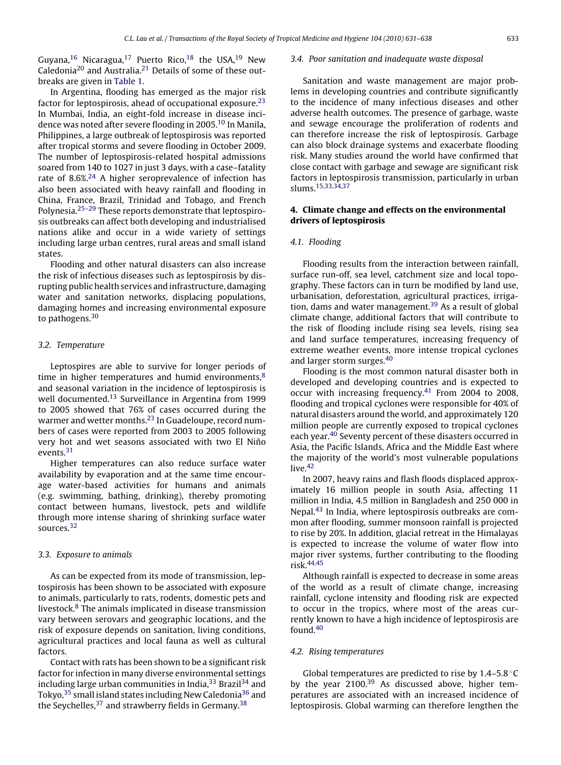Guyana,[16] Nicaragua,[17] Puerto Rico,[18] the USA,[19] New Caledonia[20] and Australia.[21] Details of some of these outbreaks are given in Table 1.

In Argentina, flooding has emerged as the major risk factor for leptospirosis, ahead of occupational exposure.[23] In Mumbai, India, an eight-fold increase in disease incidence was noted after severe flooding in 2005.[10] In Manila, Philippines, a large outbreak of leptospirosis was reported after tropical storms and severe flooding in October 2009. The number of leptospirosis-related hospital admissions soared from 140 to 1027 in just 3 days, with a case–fatality rate of 8.6%.[24] A higher seroprevalence of infection has also been associated with heavy rainfall and flooding in China, France, Brazil, Trinidad and Tobago, and French Polynesia.[25–29] These reports demonstrate that leptospirosis outbreaks can affect both developing and industrialised nations alike and occur in a wide variety of settings including large urban centres, rural areas and small island states.

Flooding and other natural disasters can also increase the risk of infectious diseases such as leptospirosis by disrupting public health services and infrastructure, damaging water and sanitation networks, displacing populations, damaging homes and increasing environmental exposure to pathogens.[30]

### 3.2. Temperature

Leptospires are able to survive for longer periods of time in higher temperatures and humid environments,[8] and seasonal variation in the incidence of leptospirosis is well documented.[13] Surveillance in Argentina from 1999 to 2005 showed that 76% of cases occurred during the warmer and wetter months.[23] In Guadeloupe, record numbers of cases were reported from 2003 to 2005 following very hot and wet seasons associated with two El Niño events.[31]

Higher temperatures can also reduce surface water availability by evaporation and at the same time encourage water-based activities for humans and animals (e.g. swimming, bathing, drinking), thereby promoting contact between humans, livestock, pets and wildlife through more intense sharing of shrinking surface water sources.[32]

### 3.3. Exposure to animals

As can be expected from its mode of transmission, leptospirosis has been shown to be associated with exposure to animals, particularly to rats, rodents, domestic pets and livestock.[8] The animals implicated in disease transmission vary between serovars and geographic locations, and the risk of exposure depends on sanitation, living conditions, agricultural practices and local fauna as well as cultural factors.

Contact with rats has been shown to be a significant risk factor for infection in many diverse environmental settings including large urban communities in India,[33] Brazil[34] and Tokyo,[35] small island states including New Caledonia[36] and the Seychelles,[37] and strawberry fields in Germany.[38]

### 3.4. Poor sanitation and inadequate waste disposal

Sanitation and waste management are major problems in developing countries and contribute significantly to the incidence of many infectious diseases and other adverse health outcomes. The presence of garbage, waste and sewage encourage the proliferation of rodents and can therefore increase the risk of leptospirosis. Garbage can also block drainage systems and exacerbate flooding risk. Many studies around the world have confirmed that close contact with garbage and sewage are significant risk factors in leptospirosis transmission, particularly in urban slums.[15,33,34,37]

## 4. Climate change and effects on the environmental drivers of leptospirosis

### 4.1. Flooding

Flooding results from the interaction between rainfall, surface run-off, sea level, catchment size and local topography. These factors can in turn be modified by land use, urbanisation, deforestation, agricultural practices, irrigation, dams and water management.[39] As a result of global climate change, additional factors that will contribute to the risk of flooding include rising sea levels, rising sea and land surface temperatures, increasing frequency of extreme weather events, more intense tropical cyclones and larger storm surges.[40]

Flooding is the most common natural disaster both in developed and developing countries and is expected to occur with increasing frequency.[41] From 2004 to 2008, flooding and tropical cyclones were responsible for 40% of natural disasters around the world, and approximately 120 million people are currently exposed to tropical cyclones each year.[40] Seventy percent of these disasters occurred in Asia, the Pacific Islands, Africa and the Middle East where the majority of the world's most vulnerable populations live.[42]

In 2007, heavy rains and flash floods displaced approximately 16 million people in south Asia, affecting 11 million in India, 4.5 million in Bangladesh and 250 000 in Nepal.[43] In India, where leptospirosis outbreaks are common after flooding, summer monsoon rainfall is projected to rise by 20%. In addition, glacial retreat in the Himalayas is expected to increase the volume of water flow into major river systems, further contributing to the flooding risk.[44,45]

Although rainfall is expected to decrease in some areas of the world as a result of climate change, increasing rainfall, cyclone intensity and flooding risk are expected to occur in the tropics, where most of the areas currently known to have a high incidence of leptospirosis are found.[40]

### 4.2. Rising temperatures

Global temperatures are predicted to rise by 1.4–5.8 °C by the year 2100.[39] As discussed above, higher temperatures are associated with an increased incidence of leptospirosis. Global warming can therefore lengthen the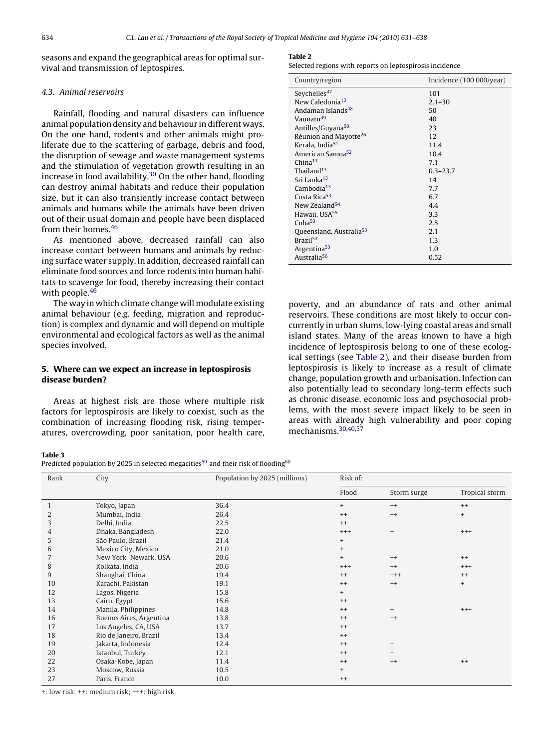seasons and expand the geographical areas for optimal survival and transmission of leptospires.

### 4.3. Animal reservoirs

Rainfall, flooding and natural disasters can influence animal population density and behaviour in different ways. On the one hand, rodents and other animals might proliferate due to the scattering of garbage, debris and food, the disruption of sewage and waste management systems and the stimulation of vegetation growth resulting in an increase in food availability.[30] On the other hand, flooding can destroy animal habitats and reduce their population size, but it can also transiently increase contact between animals and humans while the animals have been driven out of their usual domain and people have been displaced from their homes.[46]

As mentioned above, decreased rainfall can also increase contact between humans and animals by reducing surface water supply. In addition, decreased rainfall can eliminate food sources and force rodents into human habitats to scavenge for food, thereby increasing their contact with people.[46]

The way in which climate change will modulate existing animal behaviour (e.g. feeding, migration and reproduction) is complex and dynamic and will depend on multiple environmental and ecological factors as well as the animal species involved.

## 5. Where can we expect an increase in leptospirosis disease burden?

Areas at highest risk are those where multiple risk factors for leptospirosis are likely to coexist, such as the combination of increasing flooding risk, rising temperatures, overcrowding, poor sanitation, poor health care, poverty, and an abundance of rats and other animal reservoirs. These conditions are most likely to occur concurrently in urban slums, low-lying coastal areas and small island states. Many of the areas known to have a high incidence of leptospirosis belong to one of these ecological settings (see Table 2), and their disease burden from leptospirosis is likely to increase as a result of climate change, population growth and urbanisation. Infection can also potentially lead to secondary long-term effects such as chronic disease, economic loss and psychosocial problems, with the most severe impact likely to be seen in areas with already high vulnerability and poor coping mechanisms.[30,40,57]

**Table 2**
Selected regions with reports on leptospirosis incidence

| Country/region | Incidence (100 000/year) |
|---|---|
| Seychelles[47] | 101 |
| New Caledonia[13] | 2.1–30 |
| Andaman Islands[48] | 50 |
| Vanuatu[49] | 40 |
| Antilles/Guyana[50] | 23 |
| Réunion and Mayotte[26] | 12 |
| Kerala, India[51] | 11.4 |
| American Samoa[52] | 10.4 |
| China[13] | 7.1 |
| Thailand[13] | 0.3–23.7 |
| Sri Lanka[13] | 14 |
| Cambodia[13] | 7.7 |
| Costa Rica[53] | 6.7 |
| New Zealand[54] | 4.4 |
| Hawaii, USA[55] | 3.3 |
| Cuba[53] | 2.5 |
| Queensland, Australia[53] | 2.1 |
| Brazil[53] | 1.3 |
| Argentina[53] | 1.0 |
| Australia[56] | 0.52 |

**Table 3**
Predicted population by 2025 in selected megacities[59] and their risk of flooding[60]

| Rank | City | Population by 2025 (millions) | Risk of: | | |
|---|---|---|---|---|---|
| | | | Flood | Storm surge | Tropical storm |
| 1 | Tokyo, Japan | 36.4 | + | ++ | ++ |
| 2 | Mumbai, India | 26.4 | ++ | ++ | + |
| 3 | Delhi, India | 22.5 | ++ | | |
| 4 | Dhaka, Bangladesh | 22.0 | +++ | + | +++ |
| 5 | São Paulo, Brazil | 21.4 | + | | |
| 6 | Mexico City, Mexico | 21.0 | + | | |
| 7 | New York–Newark, USA | 20.6 | + | ++ | ++ |
| 8 | Kolkata, India | 20.6 | +++ | ++ | +++ |
| 9 | Shanghai, China | 19.4 | ++ | +++ | ++ |
| 10 | Karachi, Pakistan | 19.1 | ++ | ++ | + |
| 12 | Lagos, Nigeria | 15.8 | + | | |
| 13 | Cairo, Egypt | 15.6 | ++ | | |
| 14 | Manila, Philippines | 14.8 | ++ | + | +++ |
| 16 | Buenos Aires, Argentina | 13.8 | ++ | ++ | |
| 17 | Los Angeles, CA, USA | 13.7 | ++ | | |
| 18 | Rio de Janeiro, Brazil | 13.4 | ++ | | |
| 19 | Jakarta, Indonesia | 12.4 | ++ | + | |
| 20 | Istanbul, Turkey | 12.1 | ++ | + | |
| 22 | Osaka-Kobe, Japan | 11.4 | ++ | ++ | ++ |
| 23 | Moscow, Russia | 10.5 | + | | |
| 27 | Paris, France | 10.0 | ++ | | |

+: low risk; ++: medium risk; +++: high risk.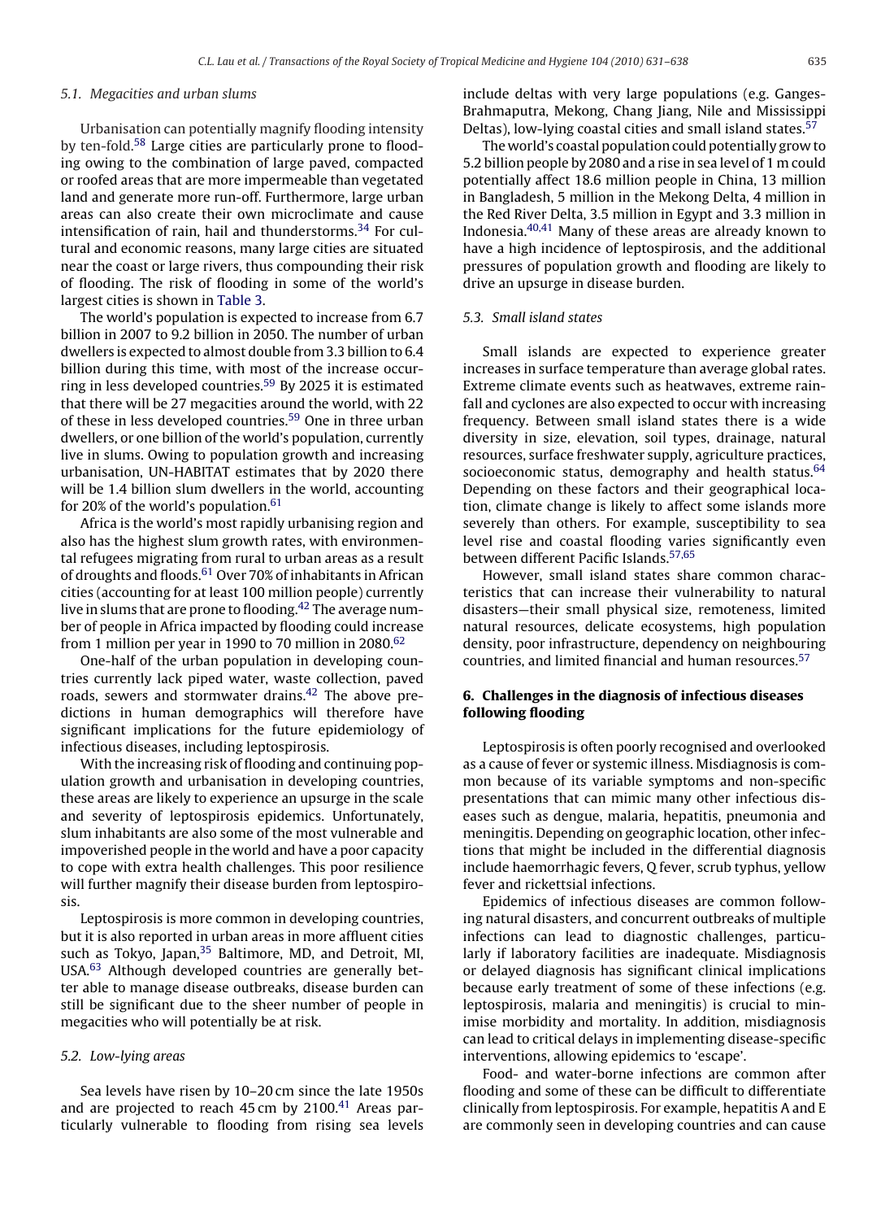### 5.1. Megacities and urban slums

Urbanisation can potentially magnify flooding intensity by ten-fold.[58] Large cities are particularly prone to flooding owing to the combination of large paved, compacted or roofed areas that are more impermeable than vegetated land and generate more run-off. Furthermore, large urban areas can also create their own microclimate and cause intensification of rain, hail and thunderstorms.[34] For cultural and economic reasons, many large cities are situated near the coast or large rivers, thus compounding their risk of flooding. The risk of flooding in some of the world's largest cities is shown in Table 3.

The world's population is expected to increase from 6.7 billion in 2007 to 9.2 billion in 2050. The number of urban dwellers is expected to almost double from 3.3 billion to 6.4 billion during this time, with most of the increase occurring in less developed countries.[59] By 2025 it is estimated that there will be 27 megacities around the world, with 22 of these in less developed countries.[59] One in three urban dwellers, or one billion of the world's population, currently live in slums. Owing to population growth and increasing urbanisation, UN-HABITAT estimates that by 2020 there will be 1.4 billion slum dwellers in the world, accounting for 20% of the world's population.[61]

Africa is the world's most rapidly urbanising region and also has the highest slum growth rates, with environmental refugees migrating from rural to urban areas as a result of droughts and floods.[61] Over 70% of inhabitants in African cities (accounting for at least 100 million people) currently live in slums that are prone to flooding.[42] The average number of people in Africa impacted by flooding could increase from 1 million per year in 1990 to 70 million in 2080.[62]

One-half of the urban population in developing countries currently lack piped water, waste collection, paved roads, sewers and stormwater drains.[42] The above predictions in human demographics will therefore have significant implications for the future epidemiology of infectious diseases, including leptospirosis.

With the increasing risk of flooding and continuing population growth and urbanisation in developing countries, these areas are likely to experience an upsurge in the scale and severity of leptospirosis epidemics. Unfortunately, slum inhabitants are also some of the most vulnerable and impoverished people in the world and have a poor capacity to cope with extra health challenges. This poor resilience will further magnify their disease burden from leptospirosis.

Leptospirosis is more common in developing countries, but it is also reported in urban areas in more affluent cities such as Tokyo, Japan,[35] Baltimore, MD, and Detroit, MI, USA.[63] Although developed countries are generally better able to manage disease outbreaks, disease burden can still be significant due to the sheer number of people in megacities who will potentially be at risk.

### 5.2. Low-lying areas

Sea levels have risen by 10–20 cm since the late 1950s and are projected to reach 45 cm by 2100.[41] Areas particularly vulnerable to flooding from rising sea levels include deltas with very large populations (e.g. Ganges-Brahmaputra, Mekong, Chang Jiang, Nile and Mississippi Deltas), low-lying coastal cities and small island states.[57]

The world's coastal population could potentially grow to 5.2 billion people by 2080 and a rise in sea level of 1 m could potentially affect 18.6 million people in China, 13 million in Bangladesh, 5 million in the Mekong Delta, 4 million in the Red River Delta, 3.5 million in Egypt and 3.3 million in Indonesia.[40,41] Many of these areas are already known to have a high incidence of leptospirosis, and the additional pressures of population growth and flooding are likely to drive an upsurge in disease burden.

### 5.3. Small island states

Small islands are expected to experience greater increases in surface temperature than average global rates. Extreme climate events such as heatwaves, extreme rainfall and cyclones are also expected to occur with increasing frequency. Between small island states there is a wide diversity in size, elevation, soil types, drainage, natural resources, surface freshwater supply, agriculture practices, socioeconomic status, demography and health status.[64] Depending on these factors and their geographical location, climate change is likely to affect some islands more severely than others. For example, susceptibility to sea level rise and coastal flooding varies significantly even between different Pacific Islands.[57,65]

However, small island states share common characteristics that can increase their vulnerability to natural disasters—their small physical size, remoteness, limited natural resources, delicate ecosystems, high population density, poor infrastructure, dependency on neighbouring countries, and limited financial and human resources.[57]

## 6. Challenges in the diagnosis of infectious diseases following flooding

Leptospirosis is often poorly recognised and overlooked as a cause of fever or systemic illness. Misdiagnosis is common because of its variable symptoms and non-specific presentations that can mimic many other infectious diseases such as dengue, malaria, hepatitis, pneumonia and meningitis. Depending on geographic location, other infections that might be included in the differential diagnosis include haemorrhagic fevers, Q fever, scrub typhus, yellow fever and rickettsial infections.

Epidemics of infectious diseases are common following natural disasters, and concurrent outbreaks of multiple infections can lead to diagnostic challenges, particularly if laboratory facilities are inadequate. Misdiagnosis or delayed diagnosis has significant clinical implications because early treatment of some of these infections (e.g. leptospirosis, malaria and meningitis) is crucial to minimise morbidity and mortality. In addition, misdiagnosis can lead to critical delays in implementing disease-specific interventions, allowing epidemics to 'escape'.

Food- and water-borne infections are common after flooding and some of these can be difficult to differentiate clinically from leptospirosis. For example, hepatitis A and E are commonly seen in developing countries and can cause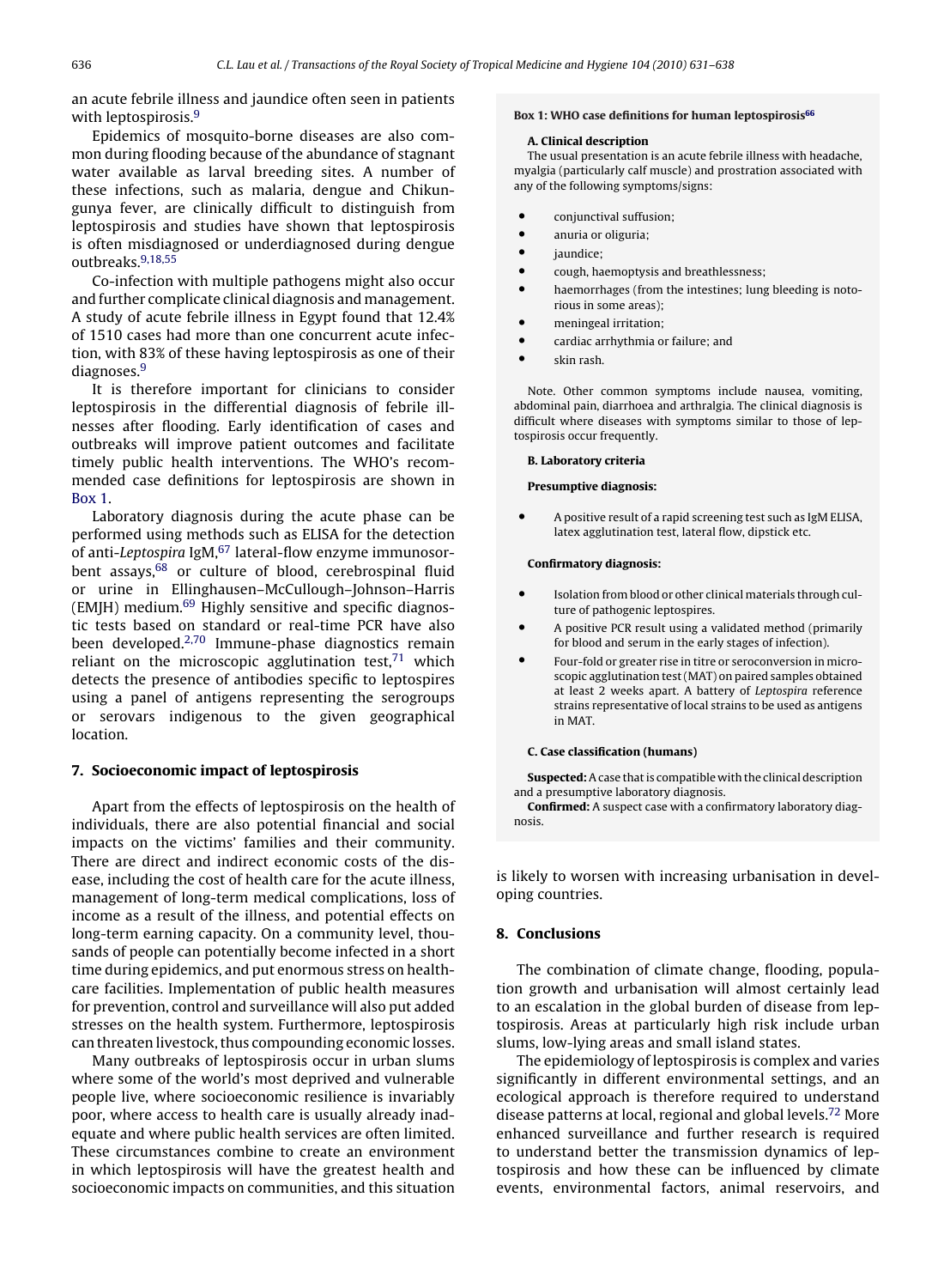an acute febrile illness and jaundice often seen in patients with leptospirosis.[9]

Epidemics of mosquito-borne diseases are also common during flooding because of the abundance of stagnant water available as larval breeding sites. A number of these infections, such as malaria, dengue and Chikungunya fever, are clinically difficult to distinguish from leptospirosis and studies have shown that leptospirosis is often misdiagnosed or underdiagnosed during dengue outbreaks.[9,18,55]

Co-infection with multiple pathogens might also occur and further complicate clinical diagnosis and management. A study of acute febrile illness in Egypt found that 12.4% of 1510 cases had more than one concurrent acute infection, with 83% of these having leptospirosis as one of their diagnoses.[9]

It is therefore important for clinicians to consider leptospirosis in the differential diagnosis of febrile illnesses after flooding. Early identification of cases and outbreaks will improve patient outcomes and facilitate timely public health interventions. The WHO's recommended case definitions for leptospirosis are shown in Box 1.

Laboratory diagnosis during the acute phase can be performed using methods such as ELISA for the detection of anti-*Leptospira* IgM,[67] lateral-flow enzyme immunosorbent assays,[68] or culture of blood, cerebrospinal fluid or urine in Ellinghausen–McCullough–Johnson–Harris (EMJH) medium.[69] Highly sensitive and specific diagnostic tests based on standard or real-time PCR have also been developed.[2,70] Immune-phase diagnostics remain reliant on the microscopic agglutination test,[71] which detects the presence of antibodies specific to leptospires using a panel of antigens representing the serogroups or serovars indigenous to the given geographical location.

**Box 1: WHO case definitions for human leptospirosis[66]**

**A. Clinical description**

The usual presentation is an acute febrile illness with headache, myalgia (particularly calf muscle) and prostration associated with any of the following symptoms/signs:

- conjunctival suffusion;
- anuria or oliguria;
- jaundice;
- cough, haemoptysis and breathlessness;
- haemorrhages (from the intestines; lung bleeding is notorious in some areas);
- meningeal irritation;
- cardiac arrhythmia or failure; and
- skin rash.

Note. Other common symptoms include nausea, vomiting, abdominal pain, diarrhoea and arthralgia. The clinical diagnosis is difficult where diseases with symptoms similar to those of leptospirosis occur frequently.

**B. Laboratory criteria**

**Presumptive diagnosis:**

- A positive result of a rapid screening test such as IgM ELISA, latex agglutination test, lateral flow, dipstick etc.

**Confirmatory diagnosis:**

- Isolation from blood or other clinical materials through culture of pathogenic leptospires.
- A positive PCR result using a validated method (primarily for blood and serum in the early stages of infection).
- Four-fold or greater rise in titre or seroconversion in microscopic agglutination test (MAT) on paired samples obtained at least 2 weeks apart. A battery of *Leptospira* reference strains representative of local strains to be used as antigens in MAT.

**C. Case classification (humans)**

**Suspected:** A case that is compatible with the clinical description and a presumptive laboratory diagnosis.

**Confirmed:** A suspect case with a confirmatory laboratory diagnosis.

## 7. Socioeconomic impact of leptospirosis

Apart from the effects of leptospirosis on the health of individuals, there are also potential financial and social impacts on the victims' families and their community. There are direct and indirect economic costs of the disease, including the cost of health care for the acute illness, management of long-term medical complications, loss of income as a result of the illness, and potential effects on long-term earning capacity. On a community level, thousands of people can potentially become infected in a short time during epidemics, and put enormous stress on healthcare facilities. Implementation of public health measures for prevention, control and surveillance will also put added stresses on the health system. Furthermore, leptospirosis can threaten livestock, thus compounding economic losses.

Many outbreaks of leptospirosis occur in urban slums where some of the world's most deprived and vulnerable people live, where socioeconomic resilience is invariably poor, where access to health care is usually already inadequate and where public health services are often limited. These circumstances combine to create an environment in which leptospirosis will have the greatest health and socioeconomic impacts on communities, and this situation is likely to worsen with increasing urbanisation in developing countries.

## 8. Conclusions

The combination of climate change, flooding, population growth and urbanisation will almost certainly lead to an escalation in the global burden of disease from leptospirosis. Areas at particularly high risk include urban slums, low-lying areas and small island states.

The epidemiology of leptospirosis is complex and varies significantly in different environmental settings, and an ecological approach is therefore required to understand disease patterns at local, regional and global levels.[72] More enhanced surveillance and further research is required to understand better the transmission dynamics of leptospirosis and how these can be influenced by climate events, environmental factors, animal reservoirs, and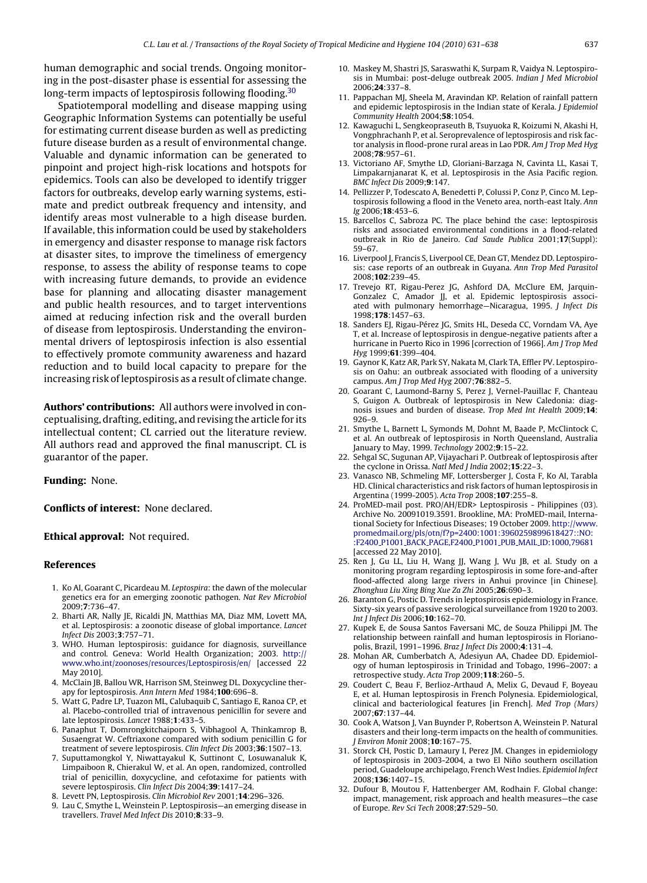human demographic and social trends. Ongoing monitoring in the post-disaster phase is essential for assessing the long-term impacts of leptospirosis following flooding.[30]

Spatiotemporal modelling and disease mapping using Geographic Information Systems can potentially be useful for estimating current disease burden as well as predicting future disease burden as a result of environmental change. Valuable and dynamic information can be generated to pinpoint and project high-risk locations and hotspots for epidemics. Tools can also be developed to identify trigger factors for outbreaks, develop early warning systems, estimate and predict outbreak frequency and intensity, and identify areas most vulnerable to a high disease burden. If available, this information could be used by stakeholders in emergency and disaster response to manage risk factors at disaster sites, to improve the timeliness of emergency response, to assess the ability of response teams to cope with increasing future demands, to provide an evidence base for planning and allocating disaster management and public health resources, and to target interventions aimed at reducing infection risk and the overall burden of disease from leptospirosis. Understanding the environmental drivers of leptospirosis infection is also essential to effectively promote community awareness and hazard reduction and to build local capacity to prepare for the increasing risk of leptospirosis as a result of climate change.

**Authors' contributions:** All authors were involved in conceptualising, drafting, editing, and revising the article for its intellectual content; CL carried out the literature review. All authors read and approved the final manuscript. CL is guarantor of the paper.

**Funding:** None.

**Conflicts of interest:** None declared.

**Ethical approval:** Not required.

## References

1. Ko AI, Goarant C, Picardeau M. *Leptospira*: the dawn of the molecular genetics era for an emerging zoonotic pathogen. *Nat Rev Microbiol* 2009;**7**:736–47.
2. Bharti AR, Nally JE, Ricaldi JN, Matthias MA, Diaz MM, Lovett MA, et al. Leptospirosis: a zoonotic disease of global importance. *Lancet Infect Dis* 2003;**3**:757–71.
3. WHO. Human leptospirosis: guidance for diagnosis, surveillance and control. Geneva: World Health Organization; 2003. http://www.who.int/zoonoses/resources/Leptospirosis/en/ [accessed 22 May 2010].
4. McClain JB, Ballou WR, Harrison SM, Steinweg DL. Doxycycline therapy for leptospirosis. *Ann Intern Med* 1984;**100**:696–8.
5. Watt G, Padre LP, Tuazon ML, Calubaquib C, Santiago E, Ranoa CP, et al. Placebo-controlled trial of intravenous penicillin for severe and late leptospirosis. *Lancet* 1988;**1**:433–5.
6. Panaphut T, Domrongkitchaiporn S, Vibhagool A, Thinkamrop B, Susaengrat W. Ceftriaxone compared with sodium penicillin G for treatment of severe leptospirosis. *Clin Infect Dis* 2003;**36**:1507–13.
7. Suputtamongkol Y, Niwattayakul K, Suttinont C, Losuwanaluk K, Limpaiboon R, Chierakul W, et al. An open, randomized, controlled trial of penicillin, doxycycline, and cefotaxime for patients with severe leptospirosis. *Clin Infect Dis* 2004;**39**:1417–24.
8. Levett PN, Leptospirosis. *Clin Microbiol Rev* 2001;**14**:296–326.
9. Lau C, Smythe L, Weinstein P. Leptospirosis—an emerging disease in travellers. *Travel Med Infect Dis* 2010;**8**:33–9.
10. Maskey M, Shastri JS, Saraswathi K, Surpam R, Vaidya N. Leptospirosis in Mumbai: post-deluge outbreak 2005. *Indian J Med Microbiol* 2006;**24**:337–8.
11. Pappachan MJ, Sheela M, Aravindan KP. Relation of rainfall pattern and epidemic leptospirosis in the Indian state of Kerala. *J Epidemiol Community Health* 2004;**58**:1054.
12. Kawaguchi L, Sengkeopraseuth B, Tsuyuoka R, Koizumi N, Akashi H, Vongphrachanh P, et al. Seroprevalence of leptospirosis and risk factor analysis in flood-prone rural areas in Lao PDR. *Am J Trop Med Hyg* 2008;**78**:957–61.
13. Victoriano AF, Smythe LD, Gloriani-Barzaga N, Cavinta LL, Kasai T, Limpakarnjanarat K, et al. Leptospirosis in the Asia Pacific region. *BMC Infect Dis* 2009;**9**:147.
14. Pellizzer P, Todescato A, Benedetti P, Colussi P, Conz P, Cinco M. Leptospirosis following a flood in the Veneto area, north-east Italy. *Ann Ig* 2006;**18**:453–6.
15. Barcellos C, Sabroza PC. The place behind the case: leptospirosis risks and associated environmental conditions in a flood-related outbreak in Rio de Janeiro. *Cad Saude Publica* 2001;**17**(Suppl):59–67.
16. Liverpool J, Francis S, Liverpool CE, Dean GT, Mendez DD. Leptospirosis: case reports of an outbreak in Guyana. *Ann Trop Med Parasitol* 2008;**102**:239–45.
17. Trevejo RT, Rigau-Perez JG, Ashford DA, McClure EM, Jarquin-Gonzalez C, Amador JJ, et al. Epidemic leptospirosis associated with pulmonary hemorrhage—Nicaragua, 1995. *J Infect Dis* 1998;**178**:1457–63.
18. Sanders EJ, Rigau-Pérez JG, Smits HL, Deseda CC, Vorndam VA, Aye T, et al. Increase of leptospirosis in dengue-negative patients after a hurricane in Puerto Rico in 1996 [correction of 1966]. *Am J Trop Med Hyg* 1999;**61**:399–404.
19. Gaynor K, Katz AR, Park SY, Nakata M, Clark TA, Effler PV. Leptospirosis on Oahu: an outbreak associated with flooding of a university campus. *Am J Trop Med Hyg* 2007;**76**:882–5.
20. Goarant C, Laumond-Barny S, Perez J, Vernel-Pauillac F, Chanteau S, Guigon A. Outbreak of leptospirosis in New Caledonia: diagnosis issues and burden of disease. *Trop Med Int Health* 2009;**14**:926–9.
21. Smythe L, Barnett L, Symonds M, Dohnt M, Baade P, McClintock C, et al. An outbreak of leptospirosis in North Queensland, Australia January to May, 1999. *Technology* 2002;**9**:15–22.
22. Sehgal SC, Sugunan AP, Vijayachari P. Outbreak of leptospirosis after the cyclone in Orissa. *Natl Med J India* 2002;**15**:22–3.
23. Vanasco NB, Schmeling MF, Lottersberger J, Costa F, Ko AI, Tarabla HD. Clinical characteristics and risk factors of human leptospirosis in Argentina (1999-2005). *Acta Trop* 2008;**107**:255–8.
24. ProMED-mail post. PRO/AH/EDR> Leptospirosis - Philippines (03). Archive No. 20091019.3591. Brookline, MA: ProMED-mail, International Society for Infectious Diseases; 19 October 2009. http://www.promedmail.org/pls/otn/f?p=2400:1001:3960259899618427::NO::F2400_P1001_BACK_PAGE,F2400_P1001_PUB_MAIL_ID:1000,79681 [accessed 22 May 2010].
25. Ren J, Gu LL, Liu H, Wang JJ, Wang J, Wu JB, et al. Study on a monitoring program regarding leptospirosis in some fore-and-after flood-affected along large rivers in Anhui province [in Chinese]. *Zhonghua Liu Xing Bing Xue Za Zhi* 2005;**26**:690–3.
26. Baranton G, Postic D. Trends in leptospirosis epidemiology in France. Sixty-six years of passive serological surveillance from 1920 to 2003. *Int J Infect Dis* 2006;**10**:162–70.
27. Kupek E, de Sousa Santos Faversani MC, de Souza Philippi JM. The relationship between rainfall and human leptospirosis in Florianopolis, Brazil, 1991–1996. *Braz J Infect Dis* 2000;**4**:131–4.
28. Mohan AR, Cumberbatch A, Adesiyun AA, Chadee DD. Epidemiology of human leptospirosis in Trinidad and Tobago, 1996–2007: a retrospective study. *Acta Trop* 2009;**118**:260–5.
29. Coudert C, Beau F, Berlioz-Arthaud A, Melix G, Devaud F, Boyeau E, et al. Human leptospirosis in French Polynesia. Epidemiological, clinical and bacteriological features [in French]. *Med Trop (Mars)* 2007;**67**:137–44.
30. Cook A, Watson J, Van Buynder P, Robertson A, Weinstein P. Natural disasters and their long-term impacts on the health of communities. *J Environ Monit* 2008;**10**:167–75.
31. Storck CH, Postic D, Lamaury I, Perez JM. Changes in epidemiology of leptospirosis in 2003-2004, a two El Niño southern oscillation period, Guadeloupe archipelago, French West Indies. *Epidemiol Infect* 2008;**136**:1407–15.
32. Dufour B, Moutou F, Hattenberger AM, Rodhain F. Global change: impact, management, risk approach and health measures—the case of Europe. *Rev Sci Tech* 2008;**27**:529–50.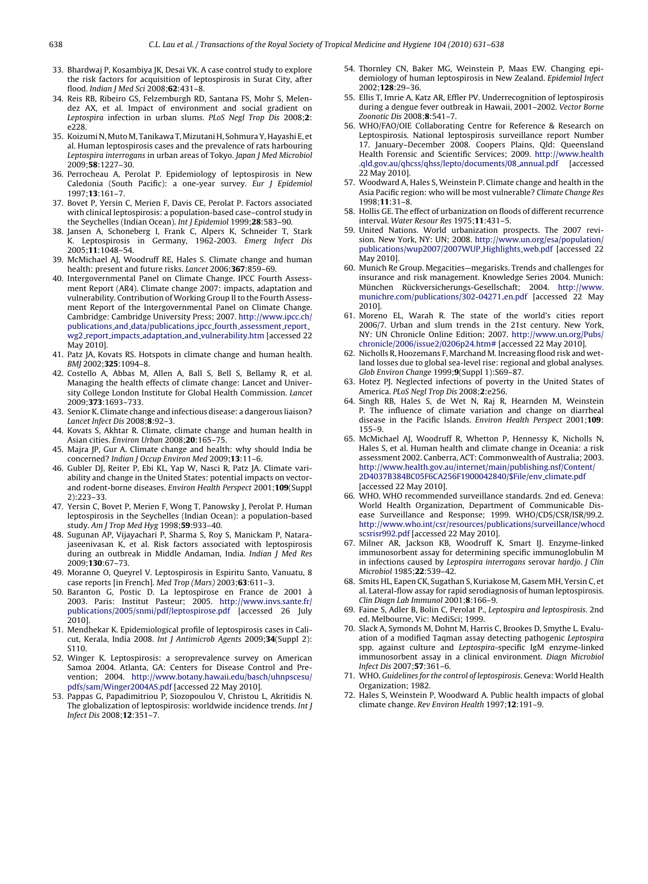33. Bhardwaj P, Kosambiya JK, Desai VK. A case control study to explore the risk factors for acquisition of leptospirosis in Surat City, after flood. *Indian J Med Sci* 2008;**62**:431–8.
34. Reis RB, Ribeiro GS, Felzemburgh RD, Santana FS, Mohr S, Melendez AX, et al. Impact of environment and social gradient on *Leptospira* infection in urban slums. *PLoS Negl Trop Dis* 2008;**2**: e228.
35. Koizumi N, Muto M, Tanikawa T, Mizutani H, Sohmura Y, Hayashi E, et al. Human leptospirosis cases and the prevalence of rats harbouring *Leptospira interrogans* in urban areas of Tokyo. *Japan J Med Microbiol* 2009;**58**:1227–30.
36. Perrocheau A, Perolat P. Epidemiology of leptospirosis in New Caledonia (South Pacific): a one-year survey. *Eur J Epidemiol* 1997;**13**:161–7.
37. Bovet P, Yersin C, Merien F, Davis CE, Perolat P. Factors associated with clinical leptospirosis: a population-based case–control study in the Seychelles (Indian Ocean). *Int J Epidemiol* 1999;**28**:583–90.
38. Jansen A, Schoneberg I, Frank C, Alpers K, Schneider T, Stark K. Leptospirosis in Germany, 1962-2003. *Emerg Infect Dis* 2005;**11**:1048–54.
39. McMichael AJ, Woodruff RE, Hales S. Climate change and human health: present and future risks. *Lancet* 2006;**367**:859–69.
40. Intergovernmental Panel on Climate Change. IPCC Fourth Assessment Report (AR4). Climate change 2007: impacts, adaptation and vulnerability. Contribution of Working Group II to the Fourth Assessment Report of the Intergovernmental Panel on Climate Change. Cambridge: Cambridge University Press; 2007. http://www.ipcc.ch/publications_and_data/publications_ipcc_fourth_assessment_report_wg2_report_impacts_adaptation_and_vulnerability.htm [accessed 22 May 2010].
41. Patz JA, Kovats RS. Hotspots in climate change and human health. *BMJ* 2002;**325**:1094–8.
42. Costello A, Abbas M, Allen A, Ball S, Bell S, Bellamy R, et al. Managing the health effects of climate change: Lancet and University College London Institute for Global Health Commission. *Lancet* 2009;**373**:1693–733.
43. Senior K. Climate change and infectious disease: a dangerous liaison? *Lancet Infect Dis* 2008;**8**:92–3.
44. Kovats S, Akhtar R. Climate, climate change and human health in Asian cities. *Environ Urban* 2008;**20**:165–75.
45. Majra JP, Gur A. Climate change and health: why should India be concerned? *Indian J Occup Environ Med* 2009;**13**:11–6.
46. Gubler DJ, Reiter P, Ebi KL, Yap W, Nasci R, Patz JA. Climate variability and change in the United States: potential impacts on vector- and rodent-borne diseases. *Environ Health Perspect* 2001;**109**(Suppl 2):223–33.
47. Yersin C, Bovet P, Merien F, Wong T, Panowsky J, Perolat P. Human leptospirosis in the Seychelles (Indian Ocean): a population-based study. *Am J Trop Med Hyg* 1998;**59**:933–40.
48. Sugunan AP, Vijayachari P, Sharma S, Roy S, Manickam P, Natarajaseenivasan K, et al. Risk factors associated with leptospirosis during an outbreak in Middle Andaman, India. *Indian J Med Res* 2009;**130**:67–73.
49. Moranne O, Queyrel V. Leptospirosis in Espiritu Santo, Vanuatu, 8 case reports [in French]. *Med Trop (Mars)* 2003;**63**:611–3.
50. Baranton G, Postic D. La leptospirose en France de 2001 à 2003. Paris: Institut Pasteur; 2005. http://www.invs.sante.fr/publications/2005/snmi/pdf/leptospirose.pdf [accessed 26 July 2010].
51. Mendhekar K. Epidemiological profile of leptospirosis cases in Calicut, Kerala, India 2008. *Int J Antimicrob Agents* 2009;**34**(Suppl 2): S110.
52. Winger K. Leptospirosis: a seroprevalence survey on American Samoa 2004. Atlanta, GA: Centers for Disease Control and Prevention; 2004. http://www.botany.hawaii.edu/basch/uhnpscesu/pdfs/sam/Winger2004AS.pdf [accessed 22 May 2010].
53. Pappas G, Papadimitriou P, Siozopoulou V, Christou L, Akritidis N. The globalization of leptospirosis: worldwide incidence trends. *Int J Infect Dis* 2008;**12**:351–7.
54. Thornley CN, Baker MG, Weinstein P, Maas EW. Changing epidemiology of human leptospirosis in New Zealand. *Epidemiol Infect* 2002;**128**:29–36.
55. Ellis T, Imrie A, Katz AR, Effler PV. Underrecognition of leptospirosis during a dengue fever outbreak in Hawaii, 2001–2002. *Vector Borne Zoonotic Dis* 2008;**8**:541–7.
56. WHO/FAO/OIE Collaborating Centre for Reference & Research on Leptospirosis. National leptospirosis surveillance report Number 17. January–December 2008. Coopers Plains, Qld: Queensland Health Forensic and Scientific Services; 2009. http://www.health.qld.gov.au/qhcss/qhss/lepto/documents/08_annual.pdf [accessed 22 May 2010].
57. Woodward A, Hales S, Weinstein P. Climate change and health in the Asia Pacific region: who will be most vulnerable? *Climate Change Res* 1998;**11**:31–8.
58. Hollis GE. The effect of urbanization on floods of different recurrence interval. *Water Resour Res* 1975;**11**:431–5.
59. United Nations. World urbanization prospects. The 2007 revision. New York, NY: UN; 2008. http://www.un.org/esa/population/publications/wup2007/2007WUP_Highlights_web.pdf [accessed 22 May 2010].
60. Munich Re Group. Megacities—megarisks. Trends and challenges for insurance and risk management. Knowledge Series 2004. Munich: München Rückversicherungs-Gesellschaft; 2004. http://www.munichre.com/publications/302-04271_en.pdf [accessed 22 May 2010].
61. Moreno EL, Warah R. The state of the world's cities report 2006/7. Urban and slum trends in the 21st century. New York, NY: UN Chronicle Online Edition; 2007. http://www.un.org/Pubs/chronicle/2006/issue2/0206p24.htm# [accessed 22 May 2010].
62. Nicholls R, Hoozemans F, Marchand M. Increasing flood risk and wetland losses due to global sea-level rise: regional and global analyses. *Glob Environ Change* 1999;**9**(Suppl 1):S69–87.
63. Hotez PJ. Neglected infections of poverty in the United States of America. *PLoS Negl Trop Dis* 2008;**2**:e256.
64. Singh RB, Hales S, de Wet N, Raj R, Hearnden M, Weinstein P. The influence of climate variation and change on diarrheal disease in the Pacific Islands. *Environ Health Perspect* 2001;**109**: 155–9.
65. McMichael AJ, Woodruff R, Whetton P, Hennessy K, Nicholls N, Hales S, et al. Human health and climate change in Oceania: a risk assessment 2002. Canberra, ACT: Commonwealth of Australia; 2003. http://www.health.gov.au/internet/main/publishing.nsf/Content/2D4037B384BC05F6CA256F1900042840/$File/env_climate.pdf [accessed 22 May 2010].
66. WHO. WHO recommended surveillance standards. 2nd ed. Geneva: World Health Organization, Department of Communicable Disease Surveillance and Response; 1999. WHO/CDS/CSR/ISR/99.2. http://www.who.int/csr/resources/publications/surveillance/whocdscsrisr992.pdf [accessed 22 May 2010].
67. Milner AR, Jackson KB, Woodruff K, Smart IJ. Enzyme-linked immunosorbent assay for determining specific immunoglobulin M in infections caused by *Leptospira interrogans* serovar *hardjo*. *J Clin Microbiol* 1985;**22**:539–42.
68. Smits HL, Eapen CK, Sugathan S, Kuriakose M, Gasem MH, Yersin C, et al. Lateral-flow assay for rapid serodiagnosis of human leptospirosis. *Clin Diagn Lab Immunol* 2001;**8**:166–9.
69. Faine S, Adler B, Bolin C, Perolat P., *Leptospira and leptospirosis*. 2nd ed. Melbourne, Vic: MediSci; 1999.
70. Slack A, Symonds M, Dohnt M, Harris C, Brookes D, Smythe L. Evaluation of a modified Taqman assay detecting pathogenic *Leptospira* spp. against culture and *Leptospira*-specific IgM enzyme-linked immunosorbent assay in a clinical environment. *Diagn Microbiol Infect Dis* 2007;**57**:361–6.
71. WHO. *Guidelines for the control of leptospirosis*. Geneva: World Health Organization; 1982.
72. Hales S, Weinstein P, Woodward A. Public health impacts of global climate change. *Rev Environ Health* 1997;**12**:191–9.